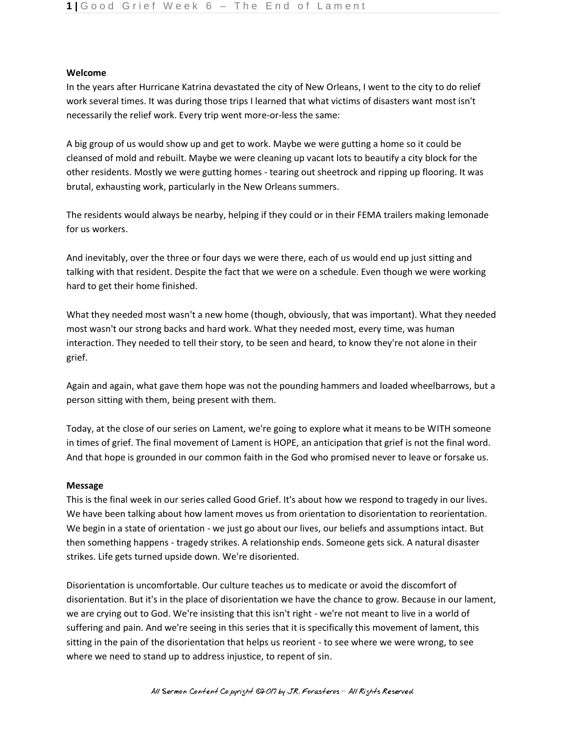**Welcome**

In the years after Hurricane Katrina devastated the city of New Orleans, I went to the city to do relief work several times. It was during those trips I learned that what victims of disasters want most isn't necessarily the relief work. Every trip went more-or-less the same:

A big group of us would show up and get to work. Maybe we were gutting a home so it could be cleansed of mold and rebuilt. Maybe we were cleaning up vacant lots to beautify a city block for the other residents. Mostly we were gutting homes - tearing out sheetrock and ripping up flooring. It was brutal, exhausting work, particularly in the New Orleans summers.

The residents would always be nearby, helping if they could or in their FEMA trailers making lemonade for us workers.

And inevitably, over the three or four days we were there, each of us would end up just sitting and talking with that resident. Despite the fact that we were on a schedule. Even though we were working hard to get their home finished.

What they needed most wasn't a new home (though, obviously, that was important). What they needed most wasn't our strong backs and hard work. What they needed most, every time, was human interaction. They needed to tell their story, to be seen and heard, to know they're not alone in their grief.

Again and again, what gave them hope was not the pounding hammers and loaded wheelbarrows, but a person sitting with them, being present with them.

Today, at the close of our series on Lament, we're going to explore what it means to be WITH someone in times of grief. The final movement of Lament is HOPE, an anticipation that grief is not the final word. And that hope is grounded in our common faith in the God who promised never to leave or forsake us.

**Message**

This is the final week in our series called Good Grief. It's about how we respond to tragedy in our lives. We have been talking about how lament moves us from orientation to disorientation to reorientation. We begin in a state of orientation - we just go about our lives, our beliefs and assumptions intact. But then something happens - tragedy strikes. A relationship ends. Someone gets sick. A natural disaster strikes. Life gets turned upside down. We're disoriented.

Disorientation is uncomfortable. Our culture teaches us to medicate or avoid the discomfort of disorientation. But it's in the place of disorientation we have the chance to grow. Because in our lament, we are crying out to God. We're insisting that this isn't right - we're not meant to live in a world of suffering and pain. And we're seeing in this series that it is specifically this movement of lament, this sitting in the pain of the disorientation that helps us reorient - to see where we were wrong, to see where we need to stand up to address injustice, to repent of sin.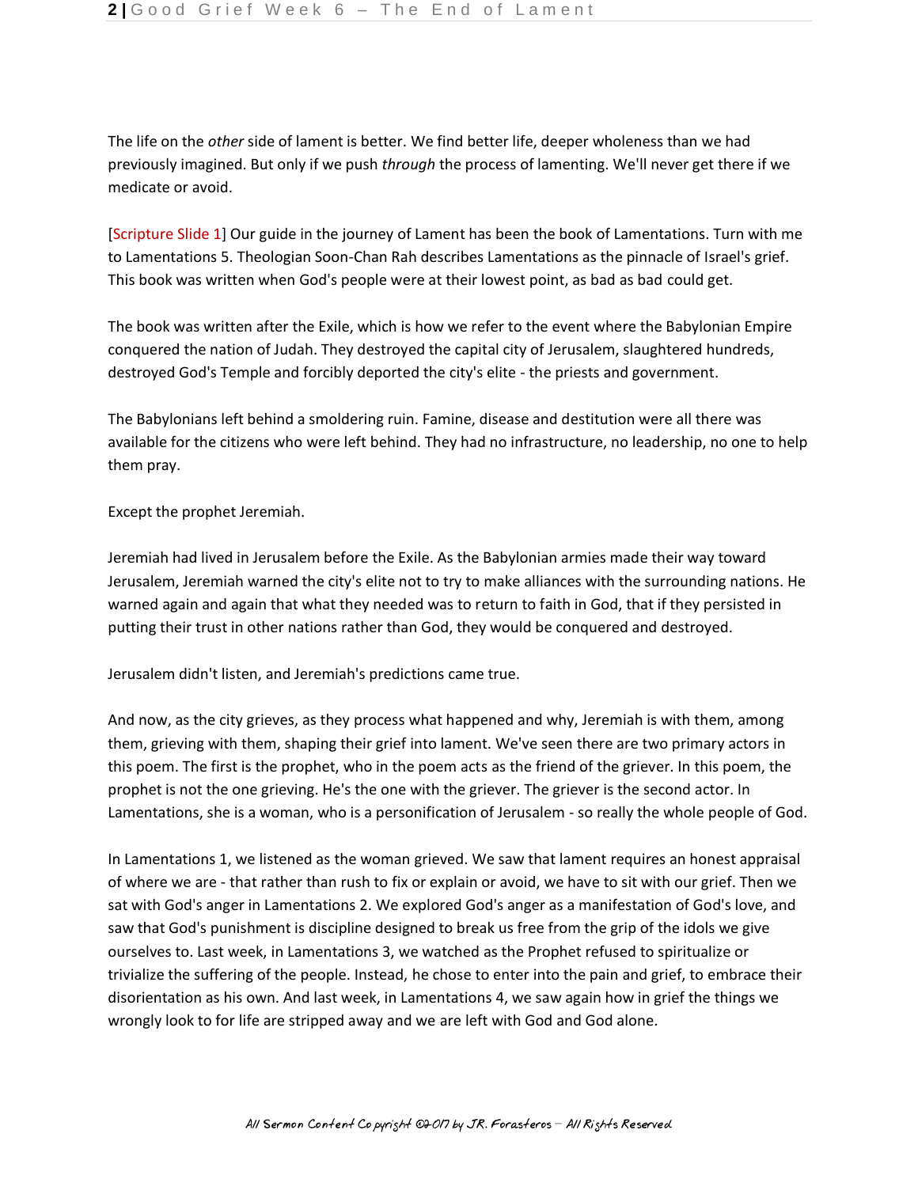The life on the *other* side of lament is better. We find better life, deeper wholeness than we had previously imagined. But only if we push *through* the process of lamenting. We'll never get there if we medicate or avoid.

[Scripture Slide 1] Our guide in the journey of Lament has been the book of Lamentations. Turn with me to Lamentations 5. Theologian Soon-Chan Rah describes Lamentations as the pinnacle of Israel's grief. This book was written when God's people were at their lowest point, as bad as bad could get.

The book was written after the Exile, which is how we refer to the event where the Babylonian Empire conquered the nation of Judah. They destroyed the capital city of Jerusalem, slaughtered hundreds, destroyed God's Temple and forcibly deported the city's elite - the priests and government.

The Babylonians left behind a smoldering ruin. Famine, disease and destitution were all there was available for the citizens who were left behind. They had no infrastructure, no leadership, no one to help them pray.

Except the prophet Jeremiah.

Jeremiah had lived in Jerusalem before the Exile. As the Babylonian armies made their way toward Jerusalem, Jeremiah warned the city's elite not to try to make alliances with the surrounding nations. He warned again and again that what they needed was to return to faith in God, that if they persisted in putting their trust in other nations rather than God, they would be conquered and destroyed.

Jerusalem didn't listen, and Jeremiah's predictions came true.

And now, as the city grieves, as they process what happened and why, Jeremiah is with them, among them, grieving with them, shaping their grief into lament. We've seen there are two primary actors in this poem. The first is the prophet, who in the poem acts as the friend of the griever. In this poem, the prophet is not the one grieving. He's the one with the griever. The griever is the second actor. In Lamentations, she is a woman, who is a personification of Jerusalem - so really the whole people of God.

In Lamentations 1, we listened as the woman grieved. We saw that lament requires an honest appraisal of where we are - that rather than rush to fix or explain or avoid, we have to sit with our grief. Then we sat with God's anger in Lamentations 2. We explored God's anger as a manifestation of God's love, and saw that God's punishment is discipline designed to break us free from the grip of the idols we give ourselves to. Last week, in Lamentations 3, we watched as the Prophet refused to spiritualize or trivialize the suffering of the people. Instead, he chose to enter into the pain and grief, to embrace their disorientation as his own. And last week, in Lamentations 4, we saw again how in grief the things we wrongly look to for life are stripped away and we are left with God and God alone.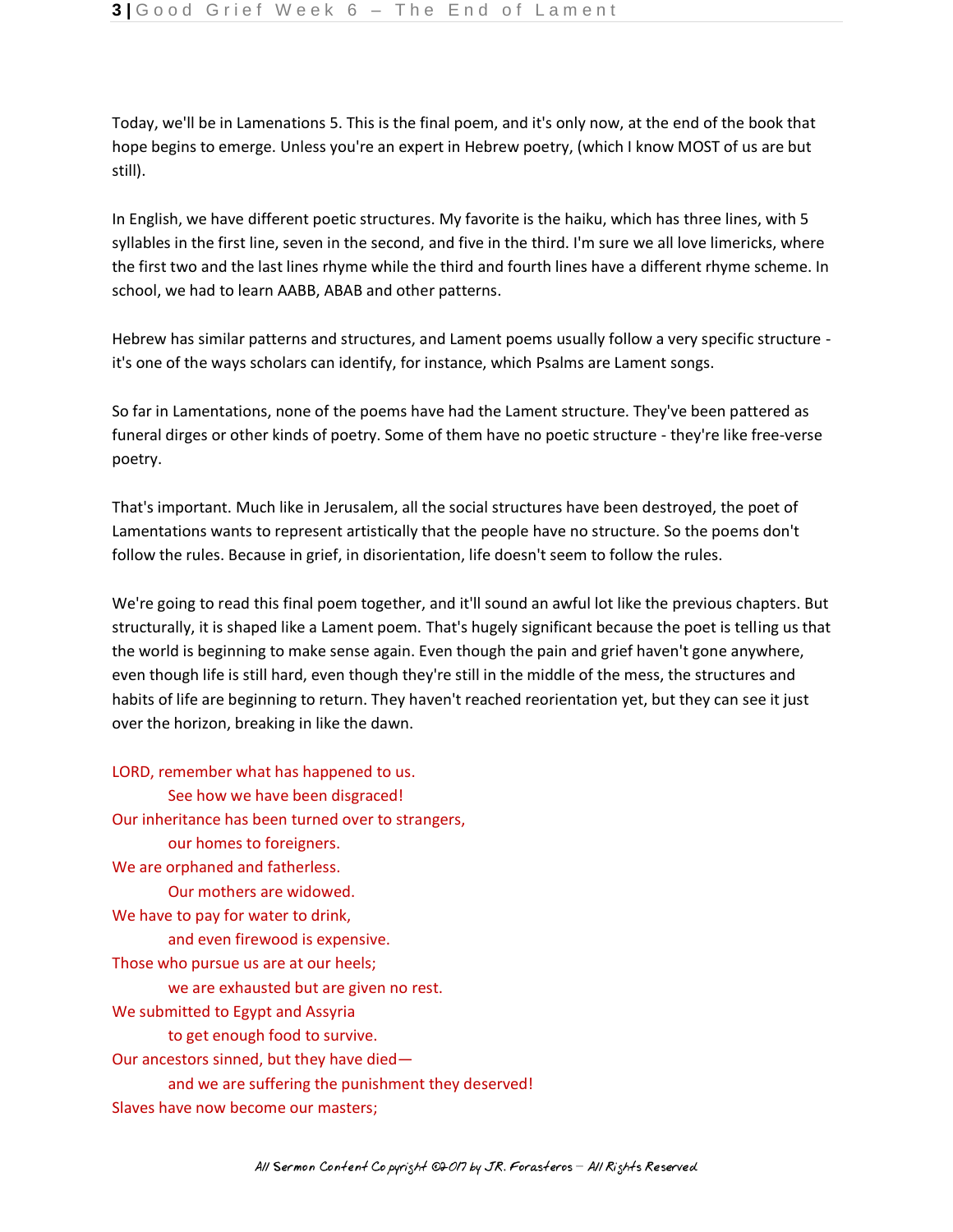Today, we'll be in Lamentations 5. This is the final poem, and it's only now, at the end of the book that hope begins to emerge. Unless you're an expert in Hebrew poetry, (which I know MOST of us are but still).

In English, we have different poetic structures. My favorite is the haiku, which has three lines, with 5 syllables in the first line, seven in the second, and five in the third. I'm sure we all love limericks, where the first two and the last lines rhyme while the third and fourth lines have a different rhyme scheme. In school, we had to learn AABB, ABAB and other patterns.

Hebrew has similar patterns and structures, and Lament poems usually follow a very specific structure - it's one of the ways scholars can identify, for instance, which Psalms are Lament songs.

So far in Lamentations, none of the poems have had the Lament structure. They've been pattered as funeral dirges or other kinds of poetry. Some of them have no poetic structure - they're like free-verse poetry.

That's important. Much like in Jerusalem, all the social structures have been destroyed, the poet of Lamentations wants to represent artistically that the people have no structure. So the poems don't follow the rules. Because in grief, in disorientation, life doesn't seem to follow the rules.

We're going to read this final poem together, and it'll sound an awful lot like the previous chapters. But structurally, it is shaped like a Lament poem. That's hugely significant because the poet is telling us that the world is beginning to make sense again. Even though the pain and grief haven't gone anywhere, even though life is still hard, even though they're still in the middle of the mess, the structures and habits of life are beginning to return. They haven't reached reorientation yet, but they can see it just over the horizon, breaking in like the dawn.

LORD, remember what has happened to us.
    See how we have been disgraced!
Our inheritance has been turned over to strangers,
    our homes to foreigners.
We are orphaned and fatherless.
    Our mothers are widowed.
We have to pay for water to drink,
    and even firewood is expensive.
Those who pursue us are at our heels;
    we are exhausted but are given no rest.
We submitted to Egypt and Assyria
    to get enough food to survive.
Our ancestors sinned, but they have died—
    and we are suffering the punishment they deserved!
Slaves have now become our masters;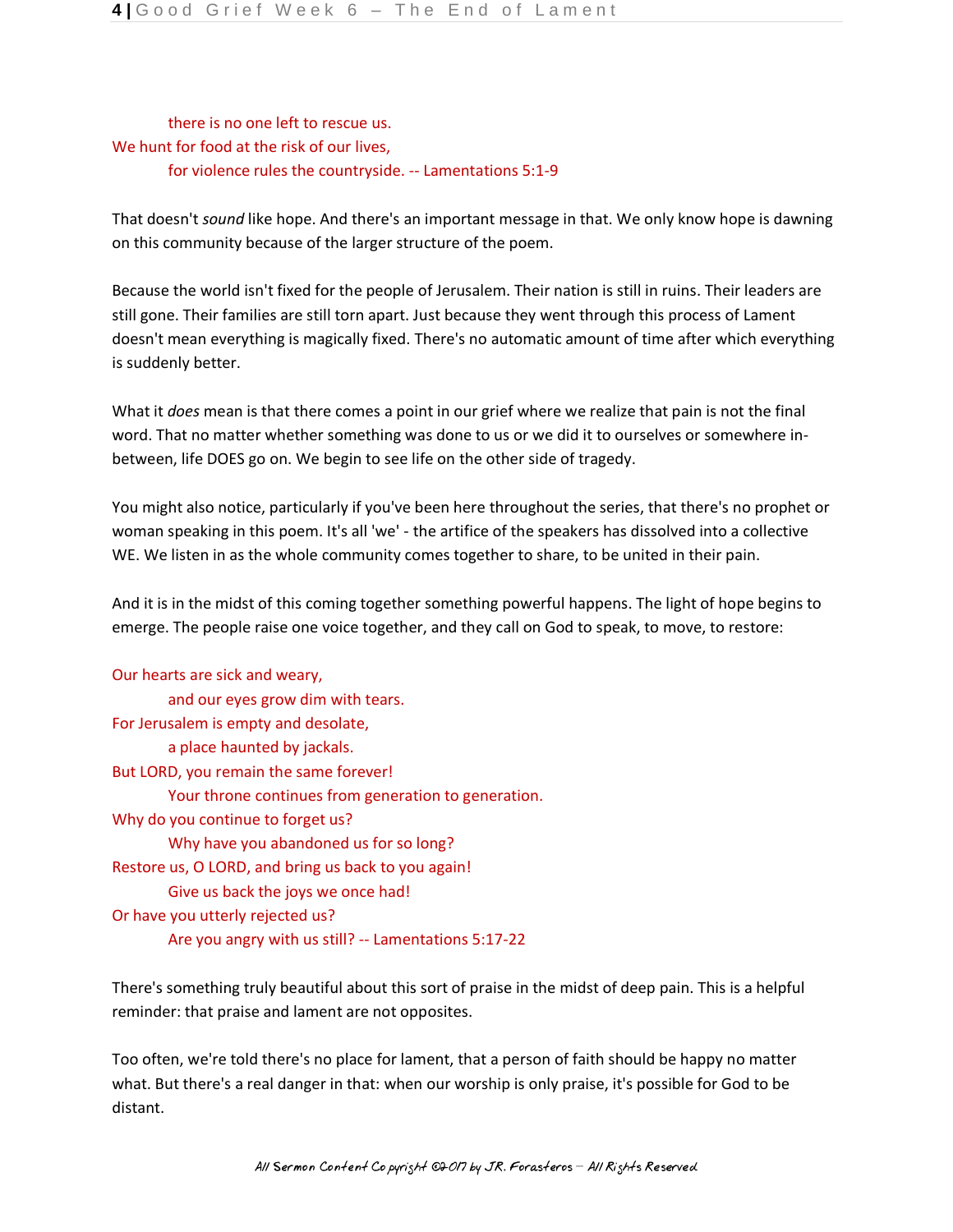there is no one left to rescue us.
We hunt for food at the risk of our lives,
for violence rules the countryside. -- Lamentations 5:1-9

That doesn't *sound* like hope. And there's an important message in that. We only know hope is dawning on this community because of the larger structure of the poem.

Because the world isn't fixed for the people of Jerusalem. Their nation is still in ruins. Their leaders are still gone. Their families are still torn apart. Just because they went through this process of Lament doesn't mean everything is magically fixed. There's no automatic amount of time after which everything is suddenly better.

What it *does* mean is that there comes a point in our grief where we realize that pain is not the final word. That no matter whether something was done to us or we did it to ourselves or somewhere in-between, life DOES go on. We begin to see life on the other side of tragedy.

You might also notice, particularly if you've been here throughout the series, that there's no prophet or woman speaking in this poem. It's all 'we' - the artifice of the speakers has dissolved into a collective WE. We listen in as the whole community comes together to share, to be united in their pain.

And it is in the midst of this coming together something powerful happens. The light of hope begins to emerge. The people raise one voice together, and they call on God to speak, to move, to restore:

Our hearts are sick and weary,
and our eyes grow dim with tears.
For Jerusalem is empty and desolate,
a place haunted by jackals.
But LORD, you remain the same forever!
Your throne continues from generation to generation.
Why do you continue to forget us?
Why have you abandoned us for so long?
Restore us, O LORD, and bring us back to you again!
Give us back the joys we once had!
Or have you utterly rejected us?
Are you angry with us still? -- Lamentations 5:17-22

There's something truly beautiful about this sort of praise in the midst of deep pain. This is a helpful reminder: that praise and lament are not opposites.

Too often, we're told there's no place for lament, that a person of faith should be happy no matter what. But there's a real danger in that: when our worship is only praise, it's possible for God to be distant.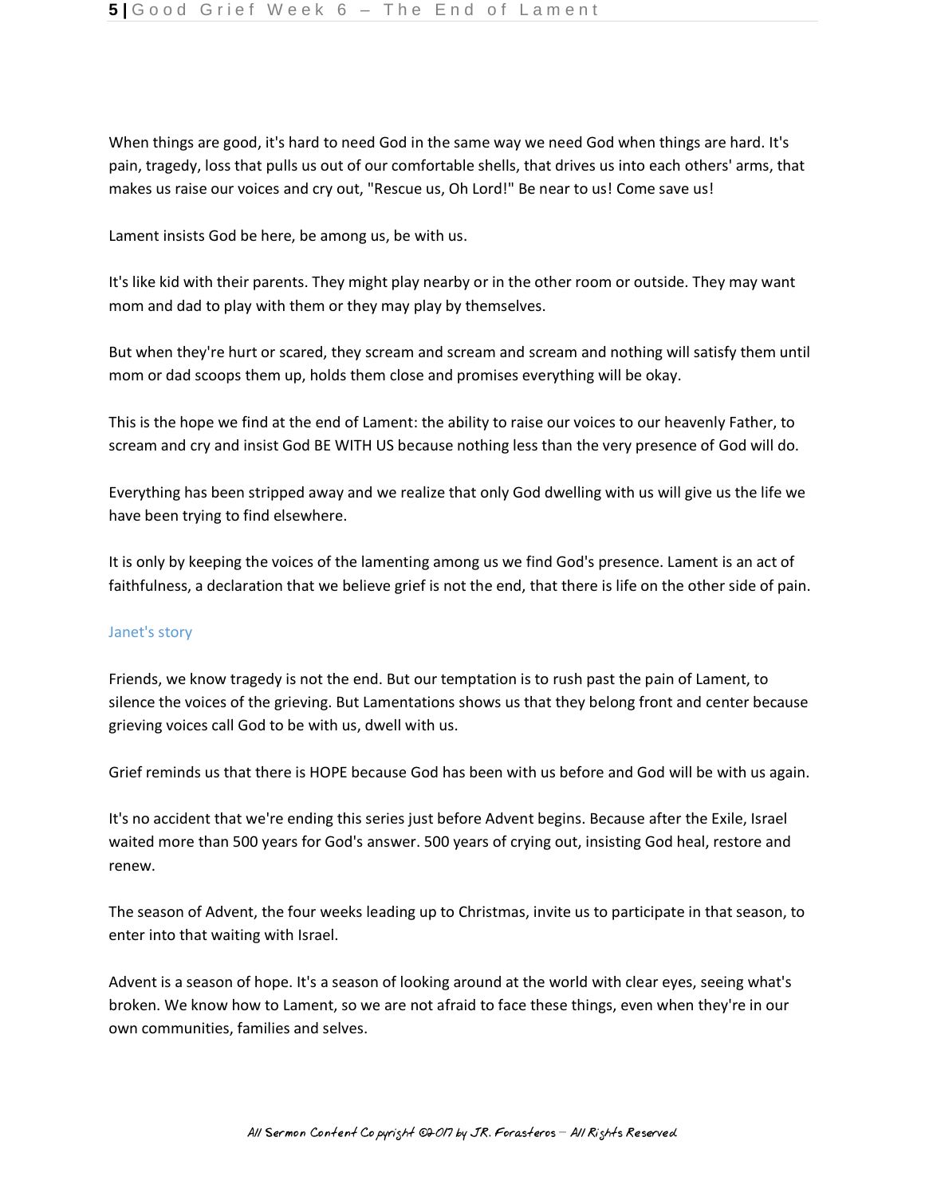When things are good, it's hard to need God in the same way we need God when things are hard. It's pain, tragedy, loss that pulls us out of our comfortable shells, that drives us into each others' arms, that makes us raise our voices and cry out, "Rescue us, Oh Lord!" Be near to us! Come save us!

Lament insists God be here, be among us, be with us.

It's like kid with their parents. They might play nearby or in the other room or outside. They may want mom and dad to play with them or they may play by themselves.

But when they're hurt or scared, they scream and scream and scream and nothing will satisfy them until mom or dad scoops them up, holds them close and promises everything will be okay.

This is the hope we find at the end of Lament: the ability to raise our voices to our heavenly Father, to scream and cry and insist God BE WITH US because nothing less than the very presence of God will do.

Everything has been stripped away and we realize that only God dwelling with us will give us the life we have been trying to find elsewhere.

It is only by keeping the voices of the lamenting among us we find God's presence. Lament is an act of faithfulness, a declaration that we believe grief is not the end, that there is life on the other side of pain.

### Janet's story

Friends, we know tragedy is not the end. But our temptation is to rush past the pain of Lament, to silence the voices of the grieving. But Lamentations shows us that they belong front and center because grieving voices call God to be with us, dwell with us.

Grief reminds us that there is HOPE because God has been with us before and God will be with us again.

It's no accident that we're ending this series just before Advent begins. Because after the Exile, Israel waited more than 500 years for God's answer. 500 years of crying out, insisting God heal, restore and renew.

The season of Advent, the four weeks leading up to Christmas, invite us to participate in that season, to enter into that waiting with Israel.

Advent is a season of hope. It's a season of looking around at the world with clear eyes, seeing what's broken. We know how to Lament, so we are not afraid to face these things, even when they're in our own communities, families and selves.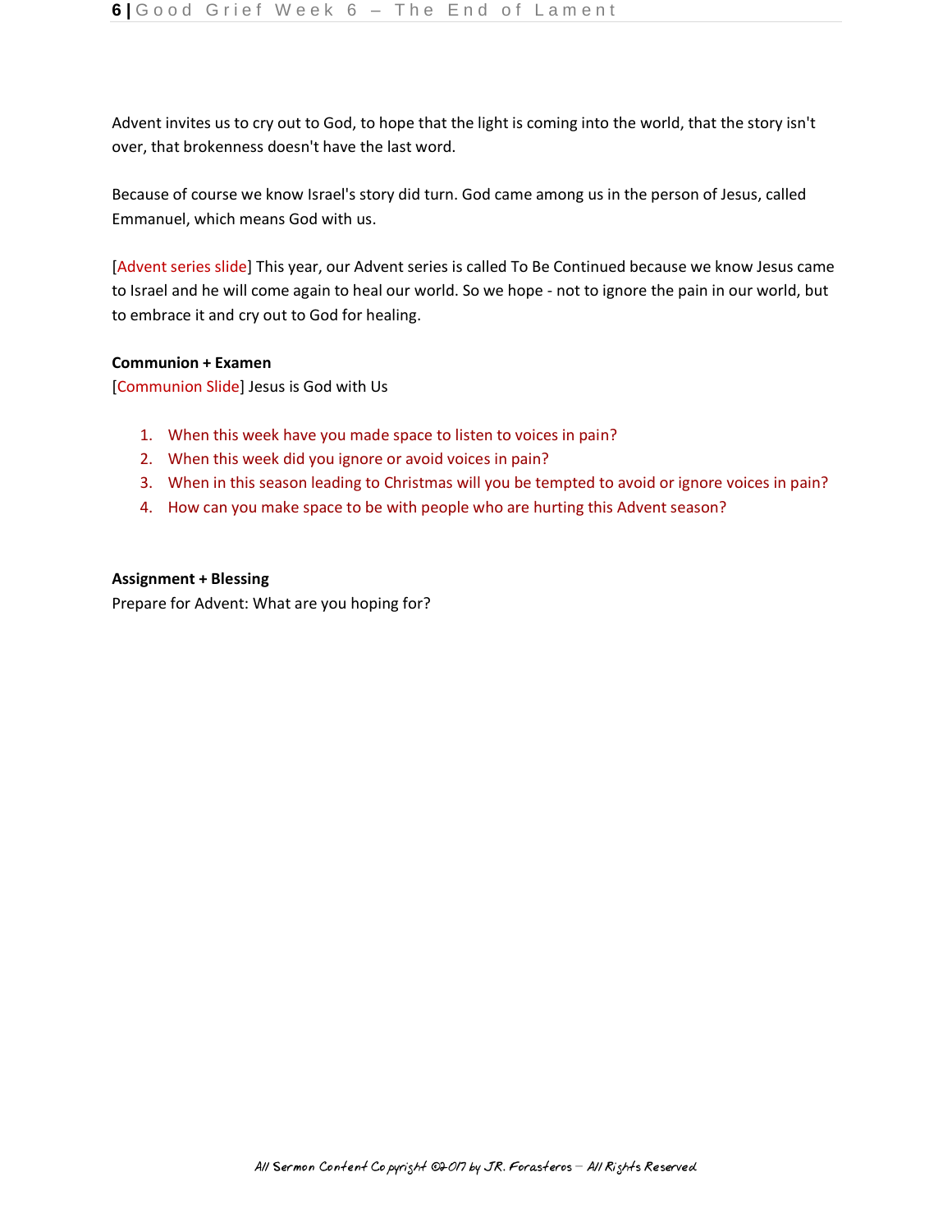Advent invites us to cry out to God, to hope that the light is coming into the world, that the story isn't over, that brokenness doesn't have the last word.

Because of course we know Israel's story did turn. God came among us in the person of Jesus, called Emmanuel, which means God with us.

[Advent series slide] This year, our Advent series is called To Be Continued because we know Jesus came to Israel and he will come again to heal our world. So we hope - not to ignore the pain in our world, but to embrace it and cry out to God for healing.

**Communion + Examen**
[Communion Slide] Jesus is God with Us

1. When this week have you made space to listen to voices in pain?
2. When this week did you ignore or avoid voices in pain?
3. When in this season leading to Christmas will you be tempted to avoid or ignore voices in pain?
4. How can you make space to be with people who are hurting this Advent season?

**Assignment + Blessing**
Prepare for Advent: What are you hoping for?

*All Sermon Content Copyright ©2017 by JR. Forasteros – All Rights Reserved*